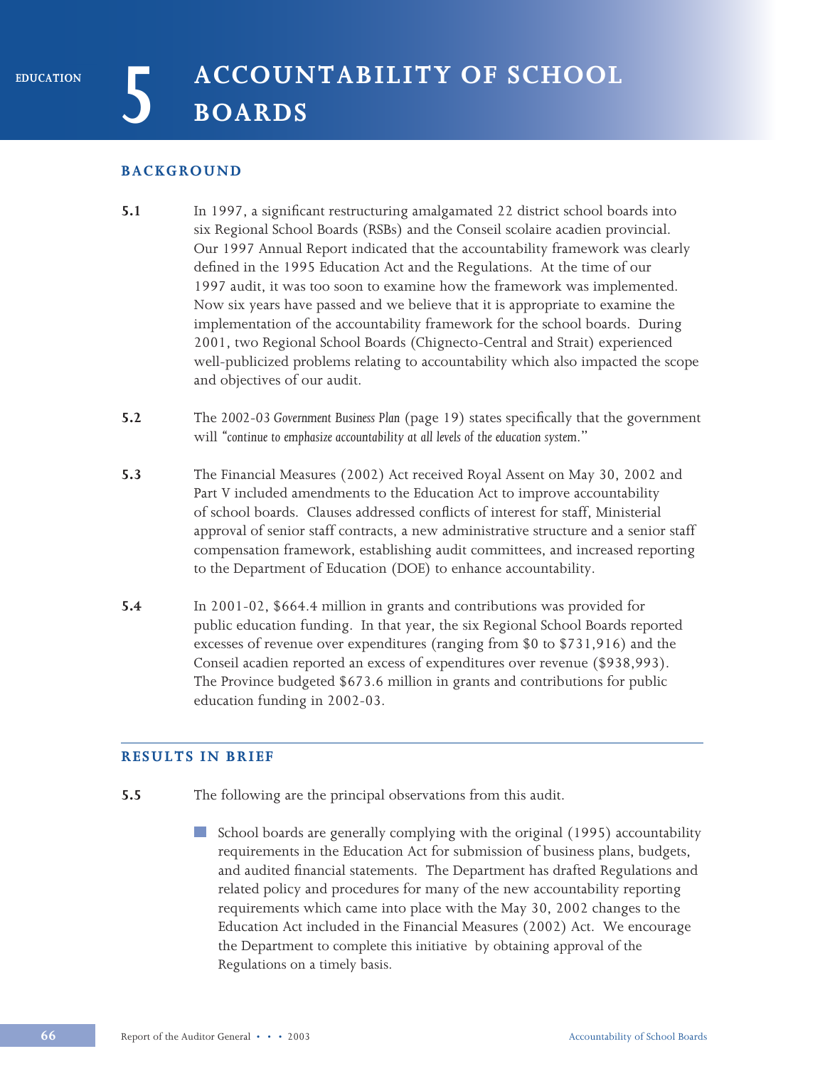EDUCATION

# 5 ACCOUNTABILITY OF SCHOOL BOARDS

## BACKGROUND

**5.1** In 1997, a significant restructuring amalgamated 22 district school boards into six Regional School Boards (RSBs) and the Conseil scolaire acadien provincial. Our 1997 Annual Report indicated that the accountability framework was clearly defined in the 1995 Education Act and the Regulations. At the time of our 1997 audit, it was too soon to examine how the framework was implemented. Now six years have passed and we believe that it is appropriate to examine the implementation of the accountability framework for the school boards. During 2001, two Regional School Boards (Chignecto-Central and Strait) experienced well-publicized problems relating to accountability which also impacted the scope and objectives of our audit.

**5.2** The 2002-03 *Government Business Plan* (page 19) states specifically that the government will *"continue to emphasize accountability at all levels of the education system."*

**5.3** The Financial Measures (2002) Act received Royal Assent on May 30, 2002 and Part V included amendments to the Education Act to improve accountability of school boards. Clauses addressed conflicts of interest for staff, Ministerial approval of senior staff contracts, a new administrative structure and a senior staff compensation framework, establishing audit committees, and increased reporting to the Department of Education (DOE) to enhance accountability.

**5.4** In 2001-02, $664.4 million in grants and contributions was provided for public education funding. In that year, the six Regional School Boards reported excesses of revenue over expenditures (ranging from $0 to $731,916) and the Conseil acadien reported an excess of expenditures over revenue ($938,993). The Province budgeted $673.6 million in grants and contributions for public education funding in 2002-03.

## RESULTS IN BRIEF

**5.5** The following are the principal observations from this audit.

- School boards are generally complying with the original (1995) accountability requirements in the Education Act for submission of business plans, budgets, and audited financial statements. The Department has drafted Regulations and related policy and procedures for many of the new accountability reporting requirements which came into place with the May 30, 2002 changes to the Education Act included in the Financial Measures (2002) Act. We encourage the Department to complete this initiative by obtaining approval of the Regulations on a timely basis.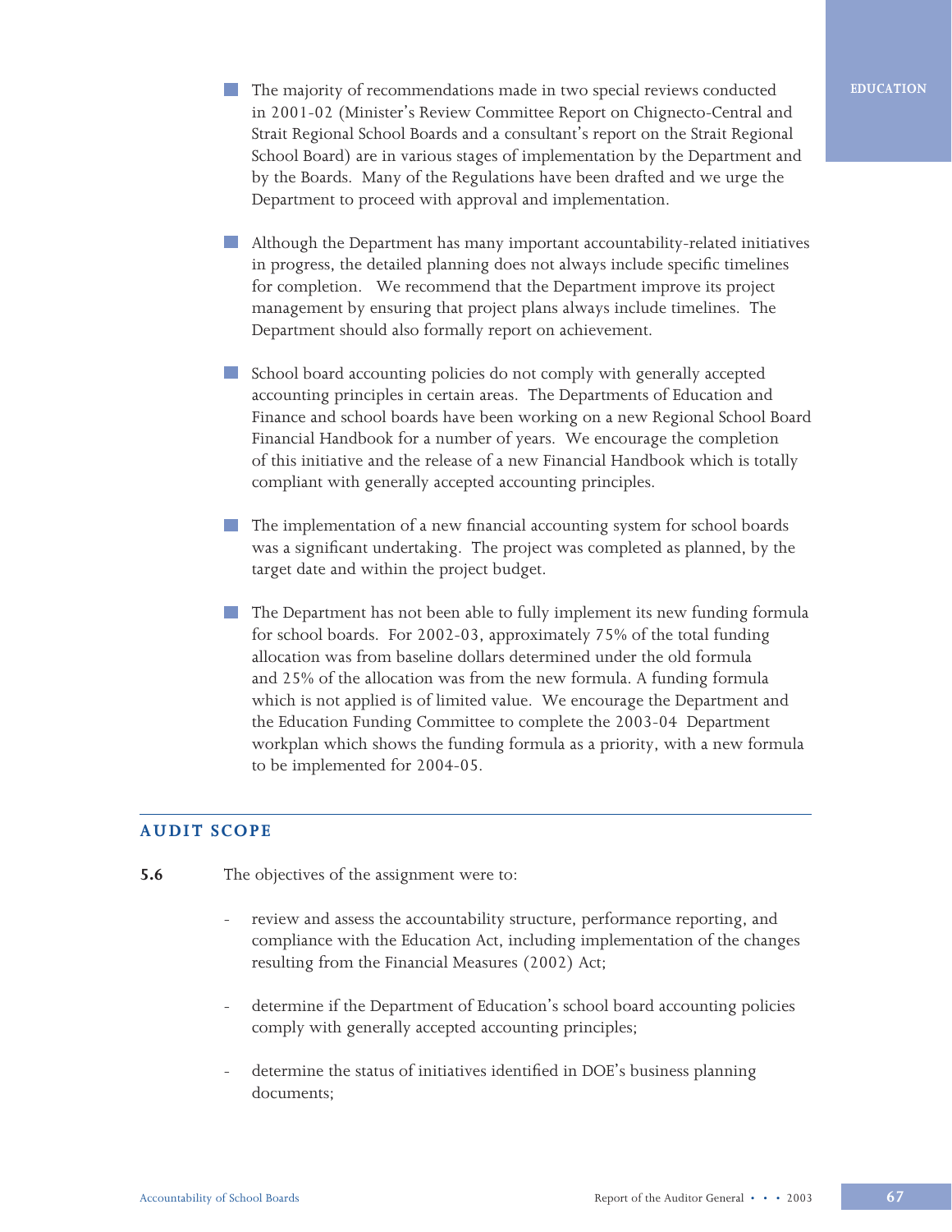- The majority of recommendations made in two special reviews conducted in 2001-02 (Minister's Review Committee Report on Chignecto-Central and Strait Regional School Boards and a consultant's report on the Strait Regional School Board) are in various stages of implementation by the Department and by the Boards. Many of the Regulations have been drafted and we urge the Department to proceed with approval and implementation.

- Although the Department has many important accountability-related initiatives in progress, the detailed planning does not always include specific timelines for completion. We recommend that the Department improve its project management by ensuring that project plans always include timelines. The Department should also formally report on achievement.

- School board accounting policies do not comply with generally accepted accounting principles in certain areas. The Departments of Education and Finance and school boards have been working on a new Regional School Board Financial Handbook for a number of years. We encourage the completion of this initiative and the release of a new Financial Handbook which is totally compliant with generally accepted accounting principles.

- The implementation of a new financial accounting system for school boards was a significant undertaking. The project was completed as planned, by the target date and within the project budget.

- The Department has not been able to fully implement its new funding formula for school boards. For 2002-03, approximately 75% of the total funding allocation was from baseline dollars determined under the old formula and 25% of the allocation was from the new formula. A funding formula which is not applied is of limited value. We encourage the Department and the Education Funding Committee to complete the 2003-04 Department workplan which shows the funding formula as a priority, with a new formula to be implemented for 2004-05.

## AUDIT SCOPE

**5.6** The objectives of the assignment were to:

- review and assess the accountability structure, performance reporting, and compliance with the Education Act, including implementation of the changes resulting from the Financial Measures (2002) Act;

- determine if the Department of Education's school board accounting policies comply with generally accepted accounting principles;

- determine the status of initiatives identified in DOE's business planning documents;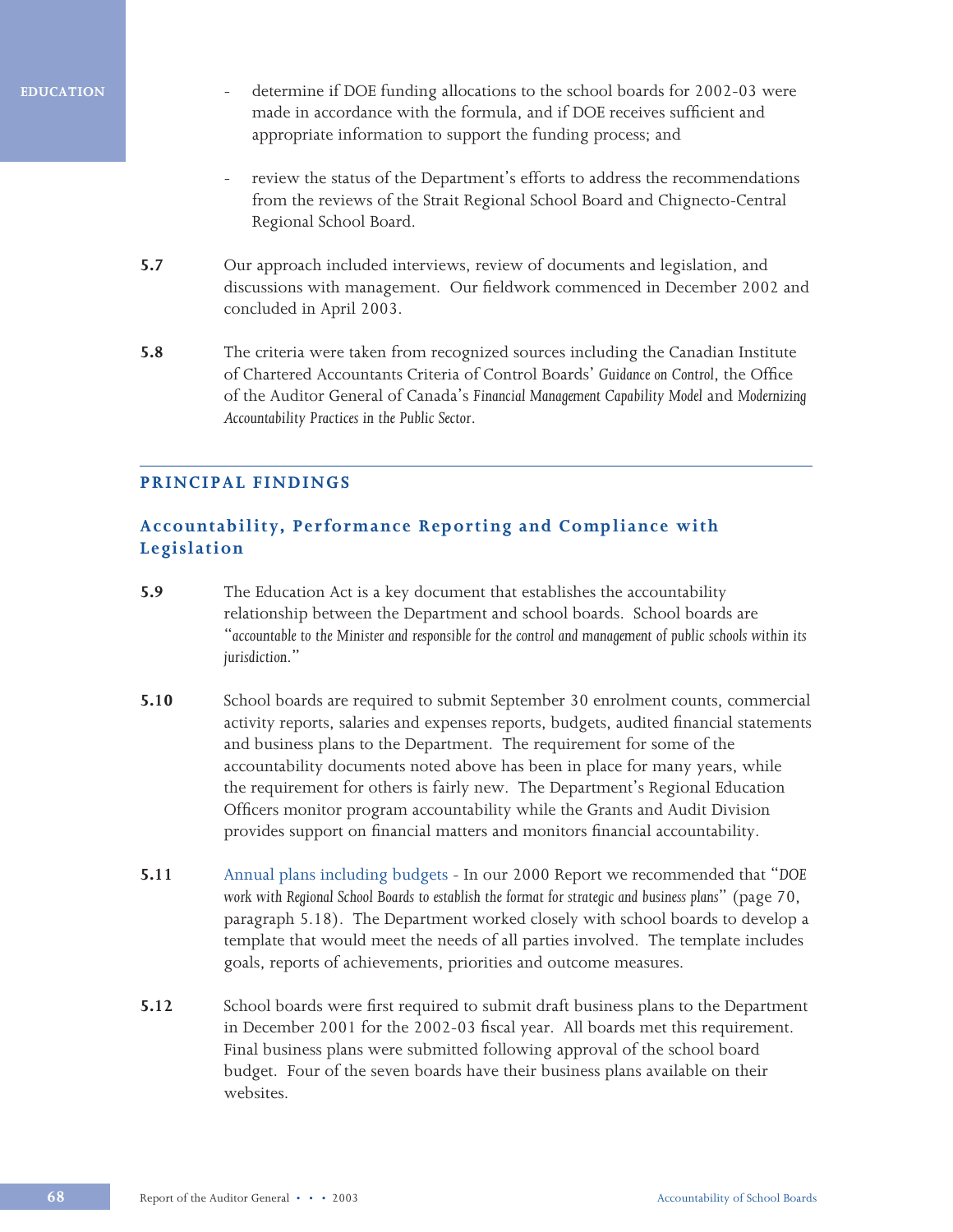- determine if DOE funding allocations to the school boards for 2002-03 were made in accordance with the formula, and if DOE receives sufficient and appropriate information to support the funding process; and

- review the status of the Department's efforts to address the recommendations from the reviews of the Strait Regional School Board and Chignecto-Central Regional School Board.

**5.7** Our approach included interviews, review of documents and legislation, and discussions with management. Our fieldwork commenced in December 2002 and concluded in April 2003.

**5.8** The criteria were taken from recognized sources including the Canadian Institute of Chartered Accountants Criteria of Control Boards' *Guidance on Control*, the Office of the Auditor General of Canada's *Financial Management Capability Model* and *Modernizing Accountability Practices in the Public Sector*.

## PRINCIPAL FINDINGS

### Accountability, Performance Reporting and Compliance with Legislation

**5.9** The Education Act is a key document that establishes the accountability relationship between the Department and school boards. School boards are "*accountable to the Minister and responsible for the control and management of public schools within its jurisdiction.*"

**5.10** School boards are required to submit September 30 enrolment counts, commercial activity reports, salaries and expenses reports, budgets, audited financial statements and business plans to the Department. The requirement for some of the accountability documents noted above has been in place for many years, while the requirement for others is fairly new. The Department's Regional Education Officers monitor program accountability while the Grants and Audit Division provides support on financial matters and monitors financial accountability.

**5.11** Annual plans including budgets - In our 2000 Report we recommended that "*DOE work with Regional School Boards to establish the format for strategic and business plans*" (page 70, paragraph 5.18). The Department worked closely with school boards to develop a template that would meet the needs of all parties involved. The template includes goals, reports of achievements, priorities and outcome measures.

**5.12** School boards were first required to submit draft business plans to the Department in December 2001 for the 2002-03 fiscal year. All boards met this requirement. Final business plans were submitted following approval of the school board budget. Four of the seven boards have their business plans available on their websites.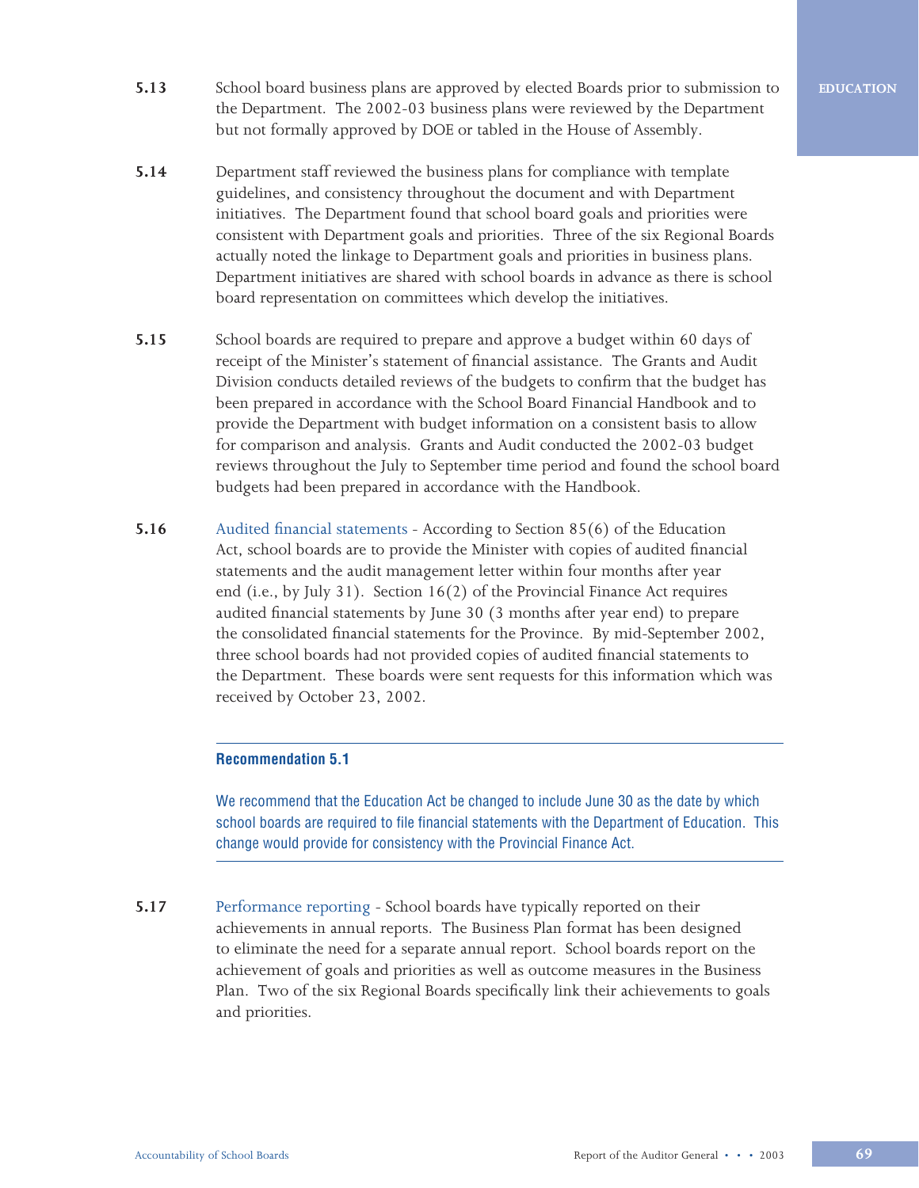**5.13** School board business plans are approved by elected Boards prior to submission to the Department. The 2002-03 business plans were reviewed by the Department but not formally approved by DOE or tabled in the House of Assembly.

**5.14** Department staff reviewed the business plans for compliance with template guidelines, and consistency throughout the document and with Department initiatives. The Department found that school board goals and priorities were consistent with Department goals and priorities. Three of the six Regional Boards actually noted the linkage to Department goals and priorities in business plans. Department initiatives are shared with school boards in advance as there is school board representation on committees which develop the initiatives.

**5.15** School boards are required to prepare and approve a budget within 60 days of receipt of the Minister's statement of financial assistance. The Grants and Audit Division conducts detailed reviews of the budgets to confirm that the budget has been prepared in accordance with the School Board Financial Handbook and to provide the Department with budget information on a consistent basis to allow for comparison and analysis. Grants and Audit conducted the 2002-03 budget reviews throughout the July to September time period and found the school board budgets had been prepared in accordance with the Handbook.

**5.16** Audited financial statements - According to Section 85(6) of the Education Act, school boards are to provide the Minister with copies of audited financial statements and the audit management letter within four months after year end (i.e., by July 31). Section 16(2) of the Provincial Finance Act requires audited financial statements by June 30 (3 months after year end) to prepare the consolidated financial statements for the Province. By mid-September 2002, three school boards had not provided copies of audited financial statements to the Department. These boards were sent requests for this information which was received by October 23, 2002.

---

**Recommendation 5.1**

We recommend that the Education Act be changed to include June 30 as the date by which school boards are required to file financial statements with the Department of Education. This change would provide for consistency with the Provincial Finance Act.

---

**5.17** Performance reporting - School boards have typically reported on their achievements in annual reports. The Business Plan format has been designed to eliminate the need for a separate annual report. School boards report on the achievement of goals and priorities as well as outcome measures in the Business Plan. Two of the six Regional Boards specifically link their achievements to goals and priorities.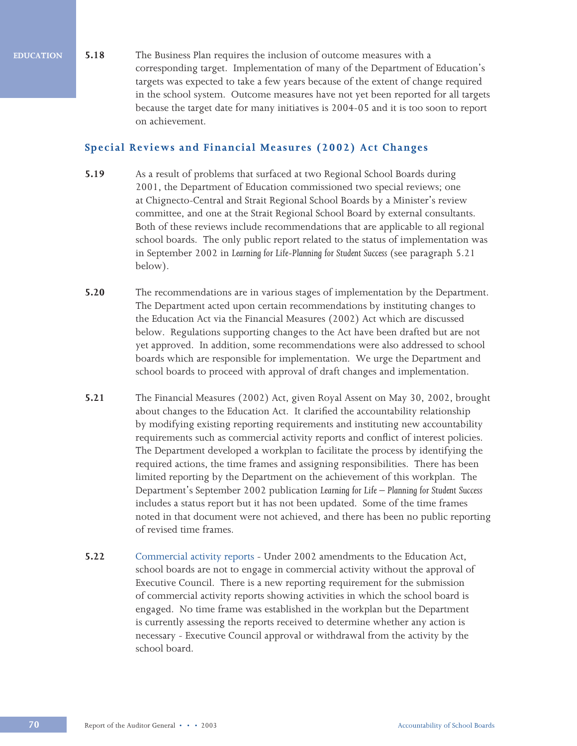**5.18** The Business Plan requires the inclusion of outcome measures with a corresponding target. Implementation of many of the Department of Education's targets was expected to take a few years because of the extent of change required in the school system. Outcome measures have not yet been reported for all targets because the target date for many initiatives is 2004-05 and it is too soon to report on achievement.

## Special Reviews and Financial Measures (2002) Act Changes

**5.19** As a result of problems that surfaced at two Regional School Boards during 2001, the Department of Education commissioned two special reviews; one at Chignecto-Central and Strait Regional School Boards by a Minister's review committee, and one at the Strait Regional School Board by external consultants. Both of these reviews include recommendations that are applicable to all regional school boards. The only public report related to the status of implementation was in September 2002 in *Learning for Life-Planning for Student Success* (see paragraph 5.21 below).

**5.20** The recommendations are in various stages of implementation by the Department. The Department acted upon certain recommendations by instituting changes to the Education Act via the Financial Measures (2002) Act which are discussed below. Regulations supporting changes to the Act have been drafted but are not yet approved. In addition, some recommendations were also addressed to school boards which are responsible for implementation. We urge the Department and school boards to proceed with approval of draft changes and implementation.

**5.21** The Financial Measures (2002) Act, given Royal Assent on May 30, 2002, brought about changes to the Education Act. It clarified the accountability relationship by modifying existing reporting requirements and instituting new accountability requirements such as commercial activity reports and conflict of interest policies. The Department developed a workplan to facilitate the process by identifying the required actions, the time frames and assigning responsibilities. There has been limited reporting by the Department on the achievement of this workplan. The Department's September 2002 publication *Learning for Life – Planning for Student Success* includes a status report but it has not been updated. Some of the time frames noted in that document were not achieved, and there has been no public reporting of revised time frames.

**5.22** Commercial activity reports - Under 2002 amendments to the Education Act, school boards are not to engage in commercial activity without the approval of Executive Council. There is a new reporting requirement for the submission of commercial activity reports showing activities in which the school board is engaged. No time frame was established in the workplan but the Department is currently assessing the reports received to determine whether any action is necessary - Executive Council approval or withdrawal from the activity by the school board.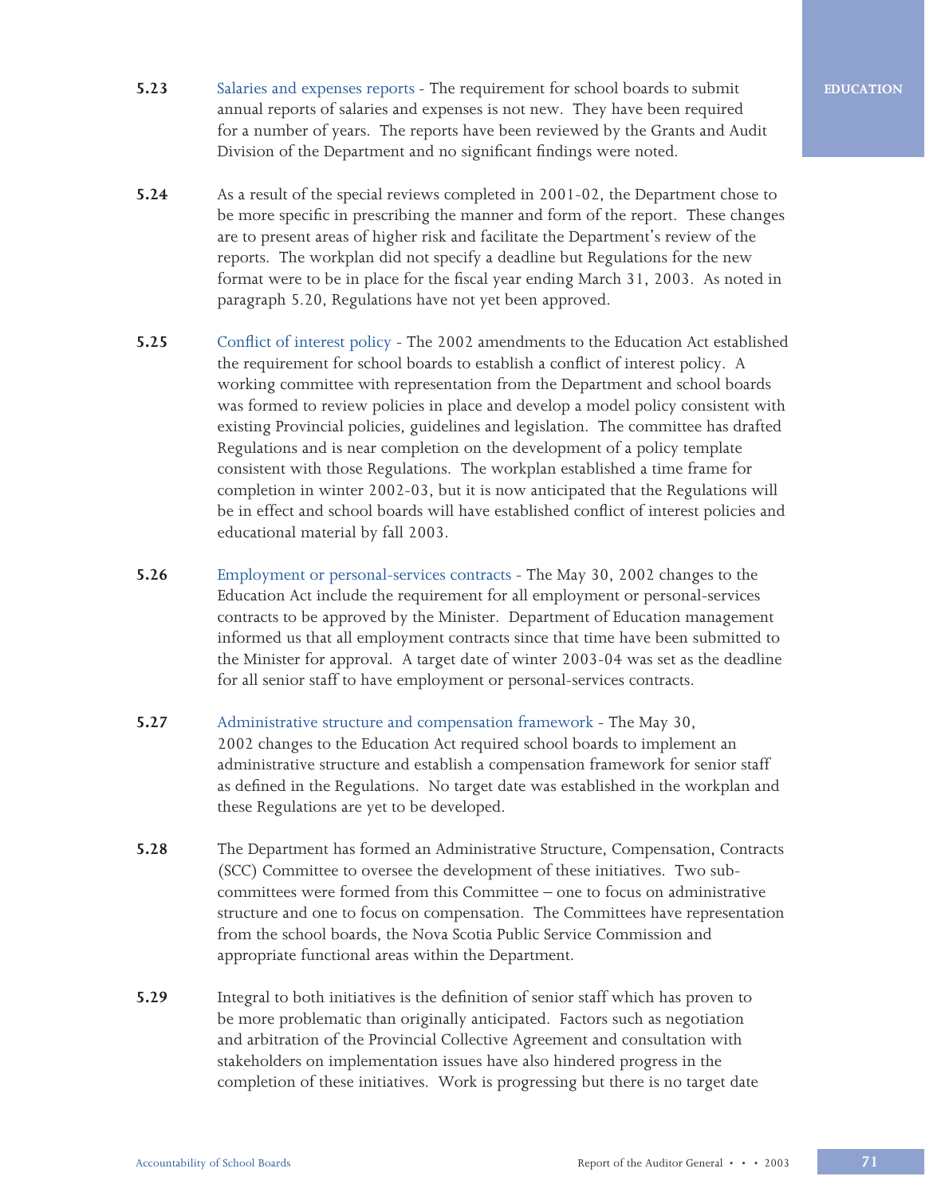**5.23** Salaries and expenses reports - The requirement for school boards to submit annual reports of salaries and expenses is not new. They have been required for a number of years. The reports have been reviewed by the Grants and Audit Division of the Department and no significant findings were noted.

**5.24** As a result of the special reviews completed in 2001-02, the Department chose to be more specific in prescribing the manner and form of the report. These changes are to present areas of higher risk and facilitate the Department's review of the reports. The workplan did not specify a deadline but Regulations for the new format were to be in place for the fiscal year ending March 31, 2003. As noted in paragraph 5.20, Regulations have not yet been approved.

**5.25** Conflict of interest policy - The 2002 amendments to the Education Act established the requirement for school boards to establish a conflict of interest policy. A working committee with representation from the Department and school boards was formed to review policies in place and develop a model policy consistent with existing Provincial policies, guidelines and legislation. The committee has drafted Regulations and is near completion on the development of a policy template consistent with those Regulations. The workplan established a time frame for completion in winter 2002-03, but it is now anticipated that the Regulations will be in effect and school boards will have established conflict of interest policies and educational material by fall 2003.

**5.26** Employment or personal-services contracts - The May 30, 2002 changes to the Education Act include the requirement for all employment or personal-services contracts to be approved by the Minister. Department of Education management informed us that all employment contracts since that time have been submitted to the Minister for approval. A target date of winter 2003-04 was set as the deadline for all senior staff to have employment or personal-services contracts.

**5.27** Administrative structure and compensation framework - The May 30, 2002 changes to the Education Act required school boards to implement an administrative structure and establish a compensation framework for senior staff as defined in the Regulations. No target date was established in the workplan and these Regulations are yet to be developed.

**5.28** The Department has formed an Administrative Structure, Compensation, Contracts (SCC) Committee to oversee the development of these initiatives. Two sub-committees were formed from this Committee – one to focus on administrative structure and one to focus on compensation. The Committees have representation from the school boards, the Nova Scotia Public Service Commission and appropriate functional areas within the Department.

**5.29** Integral to both initiatives is the definition of senior staff which has proven to be more problematic than originally anticipated. Factors such as negotiation and arbitration of the Provincial Collective Agreement and consultation with stakeholders on implementation issues have also hindered progress in the completion of these initiatives. Work is progressing but there is no target date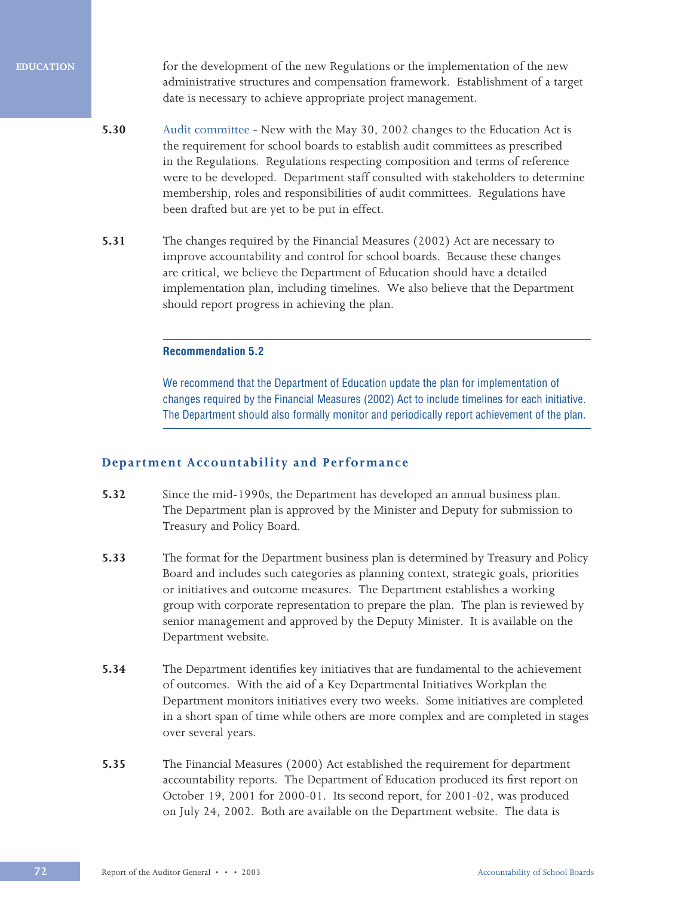for the development of the new Regulations or the implementation of the new administrative structures and compensation framework. Establishment of a target date is necessary to achieve appropriate project management.

**5.30** Audit committee - New with the May 30, 2002 changes to the Education Act is the requirement for school boards to establish audit committees as prescribed in the Regulations. Regulations respecting composition and terms of reference were to be developed. Department staff consulted with stakeholders to determine membership, roles and responsibilities of audit committees. Regulations have been drafted but are yet to be put in effect.

**5.31** The changes required by the Financial Measures (2002) Act are necessary to improve accountability and control for school boards. Because these changes are critical, we believe the Department of Education should have a detailed implementation plan, including timelines. We also believe that the Department should report progress in achieving the plan.

---

**Recommendation 5.2**

We recommend that the Department of Education update the plan for implementation of changes required by the Financial Measures (2002) Act to include timelines for each initiative. The Department should also formally monitor and periodically report achievement of the plan.

---

## Department Accountability and Performance

**5.32** Since the mid-1990s, the Department has developed an annual business plan. The Department plan is approved by the Minister and Deputy for submission to Treasury and Policy Board.

**5.33** The format for the Department business plan is determined by Treasury and Policy Board and includes such categories as planning context, strategic goals, priorities or initiatives and outcome measures. The Department establishes a working group with corporate representation to prepare the plan. The plan is reviewed by senior management and approved by the Deputy Minister. It is available on the Department website.

**5.34** The Department identifies key initiatives that are fundamental to the achievement of outcomes. With the aid of a Key Departmental Initiatives Workplan the Department monitors initiatives every two weeks. Some initiatives are completed in a short span of time while others are more complex and are completed in stages over several years.

**5.35** The Financial Measures (2000) Act established the requirement for department accountability reports. The Department of Education produced its first report on October 19, 2001 for 2000-01. Its second report, for 2001-02, was produced on July 24, 2002. Both are available on the Department website. The data is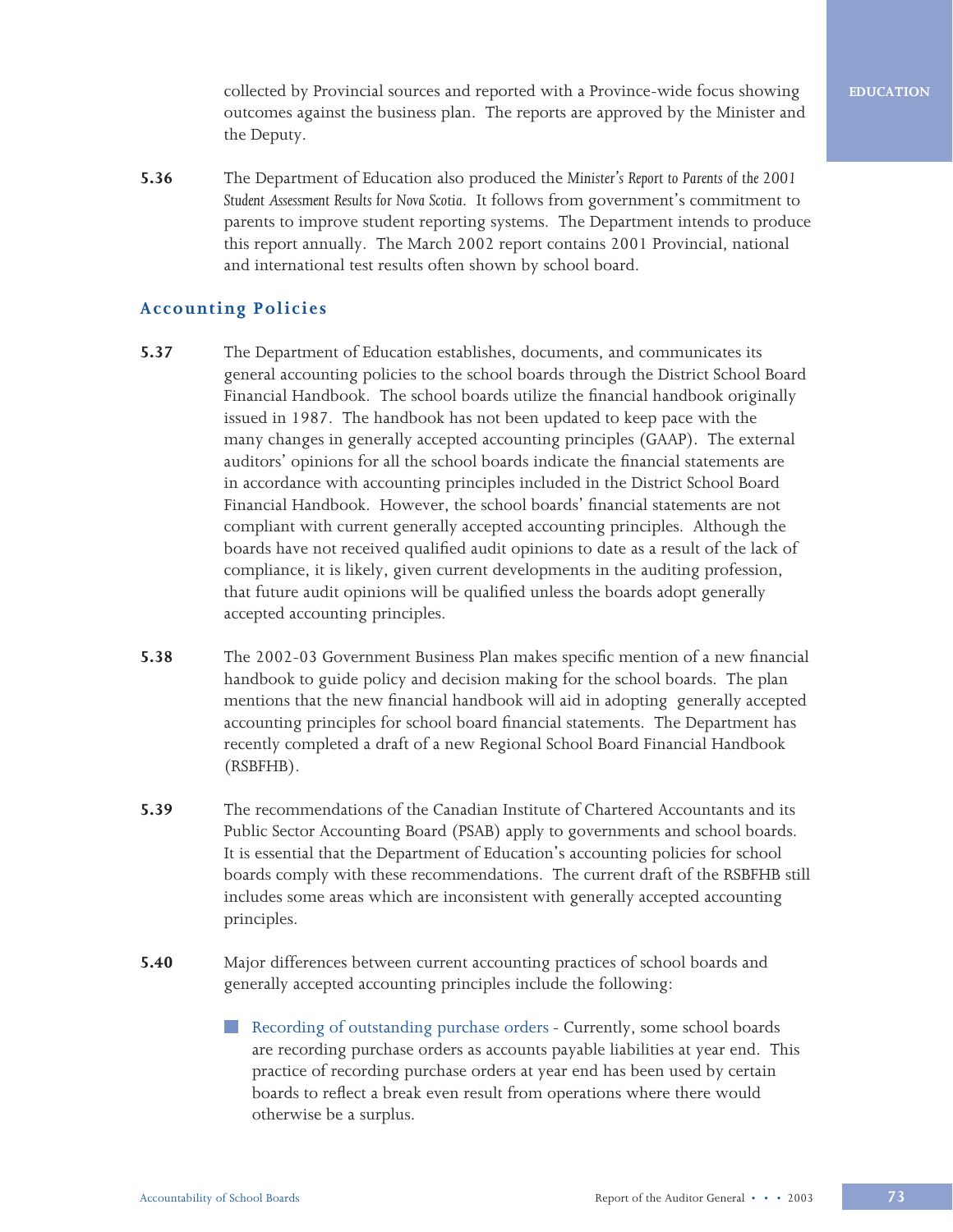collected by Provincial sources and reported with a Province-wide focus showing outcomes against the business plan. The reports are approved by the Minister and the Deputy.

**5.36** The Department of Education also produced the *Minister's Report to Parents of the 2001 Student Assessment Results for Nova Scotia*. It follows from government's commitment to parents to improve student reporting systems. The Department intends to produce this report annually. The March 2002 report contains 2001 Provincial, national and international test results often shown by school board.

## Accounting Policies

**5.37** The Department of Education establishes, documents, and communicates its general accounting policies to the school boards through the District School Board Financial Handbook. The school boards utilize the financial handbook originally issued in 1987. The handbook has not been updated to keep pace with the many changes in generally accepted accounting principles (GAAP). The external auditors' opinions for all the school boards indicate the financial statements are in accordance with accounting principles included in the District School Board Financial Handbook. However, the school boards' financial statements are not compliant with current generally accepted accounting principles. Although the boards have not received qualified audit opinions to date as a result of the lack of compliance, it is likely, given current developments in the auditing profession, that future audit opinions will be qualified unless the boards adopt generally accepted accounting principles.

**5.38** The 2002-03 Government Business Plan makes specific mention of a new financial handbook to guide policy and decision making for the school boards. The plan mentions that the new financial handbook will aid in adopting generally accepted accounting principles for school board financial statements. The Department has recently completed a draft of a new Regional School Board Financial Handbook (RSBFHB).

**5.39** The recommendations of the Canadian Institute of Chartered Accountants and its Public Sector Accounting Board (PSAB) apply to governments and school boards. It is essential that the Department of Education's accounting policies for school boards comply with these recommendations. The current draft of the RSBFHB still includes some areas which are inconsistent with generally accepted accounting principles.

**5.40** Major differences between current accounting practices of school boards and generally accepted accounting principles include the following:

- Recording of outstanding purchase orders - Currently, some school boards are recording purchase orders as accounts payable liabilities at year end. This practice of recording purchase orders at year end has been used by certain boards to reflect a break even result from operations where there would otherwise be a surplus.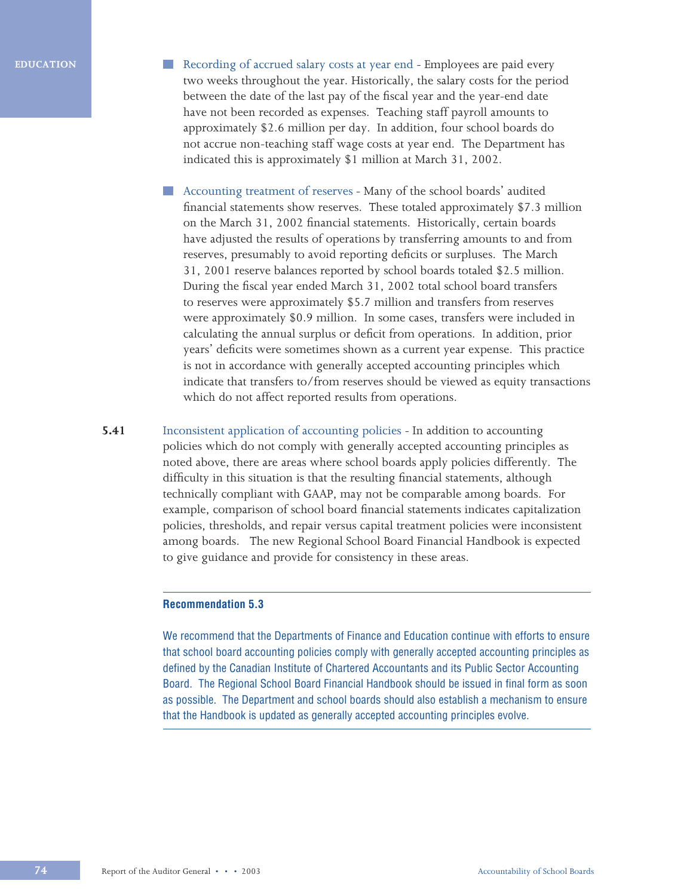- Recording of accrued salary costs at year end - Employees are paid every two weeks throughout the year. Historically, the salary costs for the period between the date of the last pay of the fiscal year and the year-end date have not been recorded as expenses. Teaching staff payroll amounts to approximately $2.6 million per day. In addition, four school boards do not accrue non-teaching staff wage costs at year end. The Department has indicated this is approximately $1 million at March 31, 2002.

- Accounting treatment of reserves - Many of the school boards' audited financial statements show reserves. These totaled approximately $7.3 million on the March 31, 2002 financial statements. Historically, certain boards have adjusted the results of operations by transferring amounts to and from reserves, presumably to avoid reporting deficits or surpluses. The March 31, 2001 reserve balances reported by school boards totaled $2.5 million. During the fiscal year ended March 31, 2002 total school board transfers to reserves were approximately $5.7 million and transfers from reserves were approximately $0.9 million. In some cases, transfers were included in calculating the annual surplus or deficit from operations. In addition, prior years' deficits were sometimes shown as a current year expense. This practice is not in accordance with generally accepted accounting principles which indicate that transfers to/from reserves should be viewed as equity transactions which do not affect reported results from operations.

**5.41** Inconsistent application of accounting policies - In addition to accounting policies which do not comply with generally accepted accounting principles as noted above, there are areas where school boards apply policies differently. The difficulty in this situation is that the resulting financial statements, although technically compliant with GAAP, may not be comparable among boards. For example, comparison of school board financial statements indicates capitalization policies, thresholds, and repair versus capital treatment policies were inconsistent among boards. The new Regional School Board Financial Handbook is expected to give guidance and provide for consistency in these areas.

---

**Recommendation 5.3**

We recommend that the Departments of Finance and Education continue with efforts to ensure that school board accounting policies comply with generally accepted accounting principles as defined by the Canadian Institute of Chartered Accountants and its Public Sector Accounting Board. The Regional School Board Financial Handbook should be issued in final form as soon as possible. The Department and school boards should also establish a mechanism to ensure that the Handbook is updated as generally accepted accounting principles evolve.

---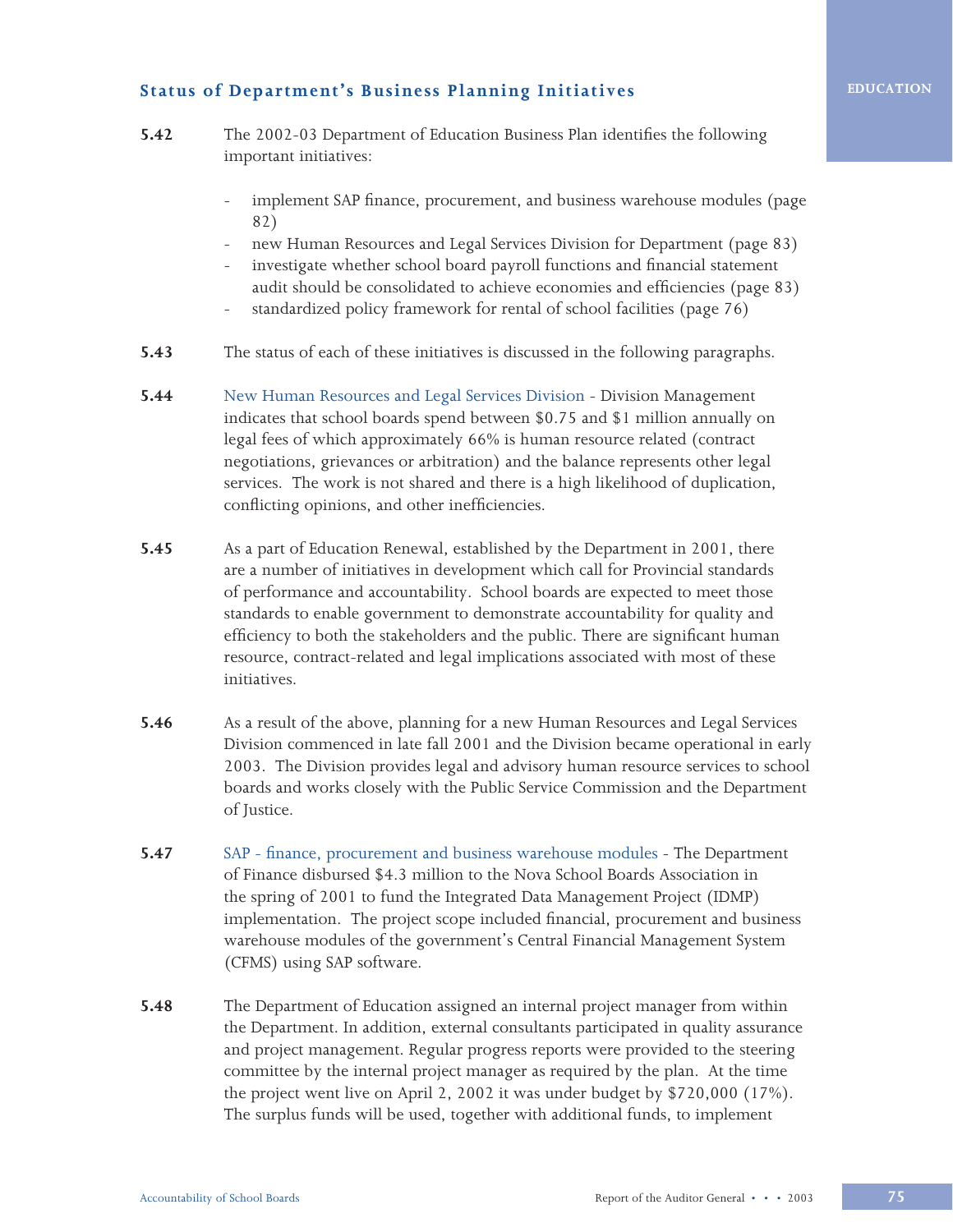### Status of Department's Business Planning Initiatives

**5.42** The 2002-03 Department of Education Business Plan identifies the following important initiatives:

- implement SAP finance, procurement, and business warehouse modules (page 82)
- new Human Resources and Legal Services Division for Department (page 83)
- investigate whether school board payroll functions and financial statement audit should be consolidated to achieve economies and efficiencies (page 83)
- standardized policy framework for rental of school facilities (page 76)

**5.43** The status of each of these initiatives is discussed in the following paragraphs.

**5.44** New Human Resources and Legal Services Division - Division Management indicates that school boards spend between $0.75 and $1 million annually on legal fees of which approximately 66% is human resource related (contract negotiations, grievances or arbitration) and the balance represents other legal services. The work is not shared and there is a high likelihood of duplication, conflicting opinions, and other inefficiencies.

**5.45** As a part of Education Renewal, established by the Department in 2001, there are a number of initiatives in development which call for Provincial standards of performance and accountability. School boards are expected to meet those standards to enable government to demonstrate accountability for quality and efficiency to both the stakeholders and the public. There are significant human resource, contract-related and legal implications associated with most of these initiatives.

**5.46** As a result of the above, planning for a new Human Resources and Legal Services Division commenced in late fall 2001 and the Division became operational in early 2003. The Division provides legal and advisory human resource services to school boards and works closely with the Public Service Commission and the Department of Justice.

**5.47** SAP - finance, procurement and business warehouse modules - The Department of Finance disbursed $4.3 million to the Nova School Boards Association in the spring of 2001 to fund the Integrated Data Management Project (IDMP) implementation. The project scope included financial, procurement and business warehouse modules of the government's Central Financial Management System (CFMS) using SAP software.

**5.48** The Department of Education assigned an internal project manager from within the Department. In addition, external consultants participated in quality assurance and project management. Regular progress reports were provided to the steering committee by the internal project manager as required by the plan. At the time the project went live on April 2, 2002 it was under budget by $720,000 (17%). The surplus funds will be used, together with additional funds, to implement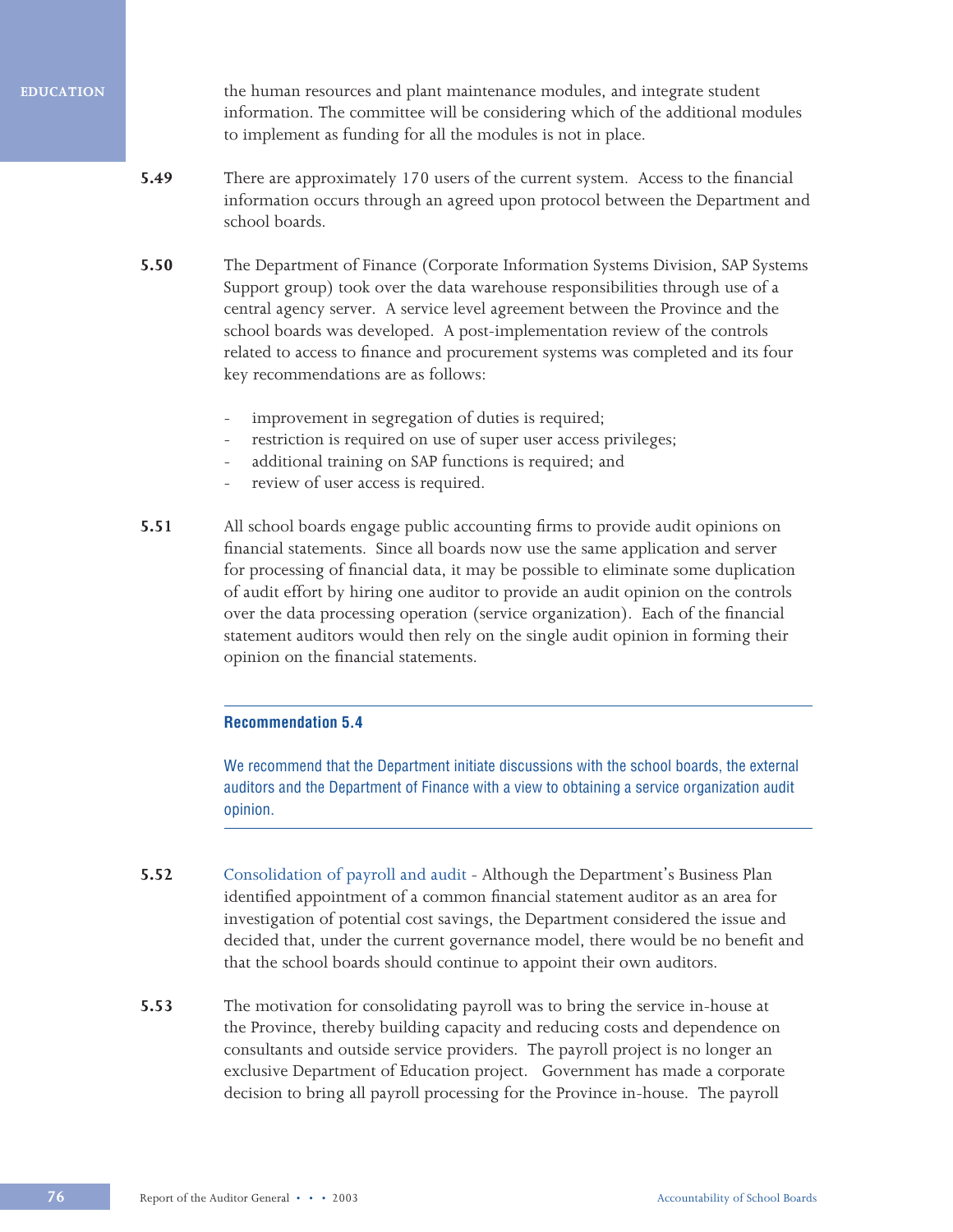the human resources and plant maintenance modules, and integrate student information. The committee will be considering which of the additional modules to implement as funding for all the modules is not in place.

**5.49** There are approximately 170 users of the current system. Access to the financial information occurs through an agreed upon protocol between the Department and school boards.

**5.50** The Department of Finance (Corporate Information Systems Division, SAP Systems Support group) took over the data warehouse responsibilities through use of a central agency server. A service level agreement between the Province and the school boards was developed. A post-implementation review of the controls related to access to finance and procurement systems was completed and its four key recommendations are as follows:

- improvement in segregation of duties is required;
- restriction is required on use of super user access privileges;
- additional training on SAP functions is required; and
- review of user access is required.

**5.51** All school boards engage public accounting firms to provide audit opinions on financial statements. Since all boards now use the same application and server for processing of financial data, it may be possible to eliminate some duplication of audit effort by hiring one auditor to provide an audit opinion on the controls over the data processing operation (service organization). Each of the financial statement auditors would then rely on the single audit opinion in forming their opinion on the financial statements.

---

**Recommendation 5.4**

We recommend that the Department initiate discussions with the school boards, the external auditors and the Department of Finance with a view to obtaining a service organization audit opinion.

---

**5.52** Consolidation of payroll and audit - Although the Department's Business Plan identified appointment of a common financial statement auditor as an area for investigation of potential cost savings, the Department considered the issue and decided that, under the current governance model, there would be no benefit and that the school boards should continue to appoint their own auditors.

**5.53** The motivation for consolidating payroll was to bring the service in-house at the Province, thereby building capacity and reducing costs and dependence on consultants and outside service providers. The payroll project is no longer an exclusive Department of Education project. Government has made a corporate decision to bring all payroll processing for the Province in-house. The payroll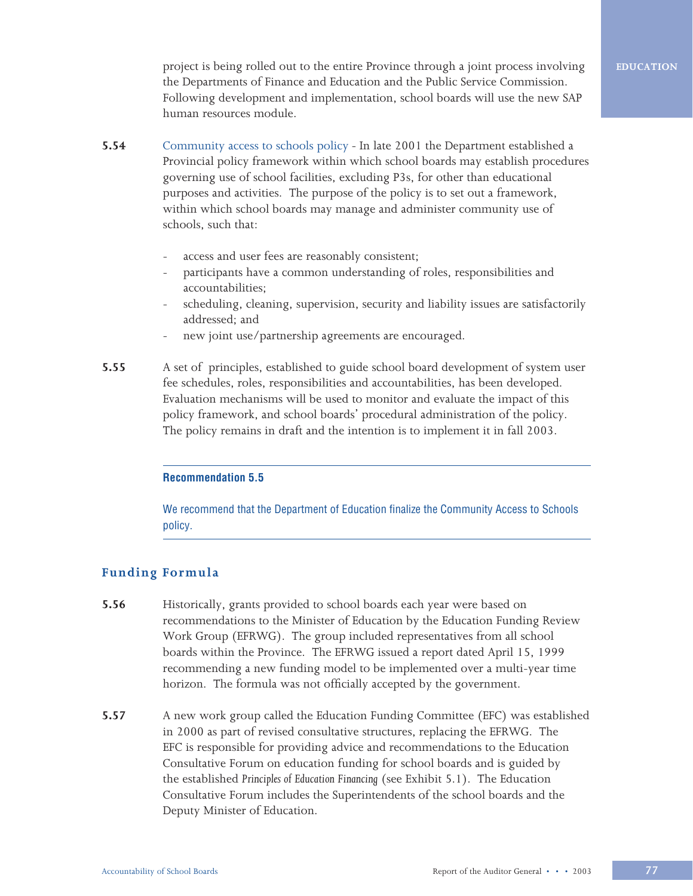project is being rolled out to the entire Province through a joint process involving the Departments of Finance and Education and the Public Service Commission. Following development and implementation, school boards will use the new SAP human resources module.

**5.54** Community access to schools policy - In late 2001 the Department established a Provincial policy framework within which school boards may establish procedures governing use of school facilities, excluding P3s, for other than educational purposes and activities. The purpose of the policy is to set out a framework, within which school boards may manage and administer community use of schools, such that:

- access and user fees are reasonably consistent;
- participants have a common understanding of roles, responsibilities and accountabilities;
- scheduling, cleaning, supervision, security and liability issues are satisfactorily addressed; and
- new joint use/partnership agreements are encouraged.

**5.55** A set of principles, established to guide school board development of system user fee schedules, roles, responsibilities and accountabilities, has been developed. Evaluation mechanisms will be used to monitor and evaluate the impact of this policy framework, and school boards' procedural administration of the policy. The policy remains in draft and the intention is to implement it in fall 2003.

---

**Recommendation 5.5**

We recommend that the Department of Education finalize the Community Access to Schools policy.

---

## Funding Formula

**5.56** Historically, grants provided to school boards each year were based on recommendations to the Minister of Education by the Education Funding Review Work Group (EFRWG). The group included representatives from all school boards within the Province. The EFRWG issued a report dated April 15, 1999 recommending a new funding model to be implemented over a multi-year time horizon. The formula was not officially accepted by the government.

**5.57** A new work group called the Education Funding Committee (EFC) was established in 2000 as part of revised consultative structures, replacing the EFRWG. The EFC is responsible for providing advice and recommendations to the Education Consultative Forum on education funding for school boards and is guided by the established *Principles of Education Financing* (see Exhibit 5.1). The Education Consultative Forum includes the Superintendents of the school boards and the Deputy Minister of Education.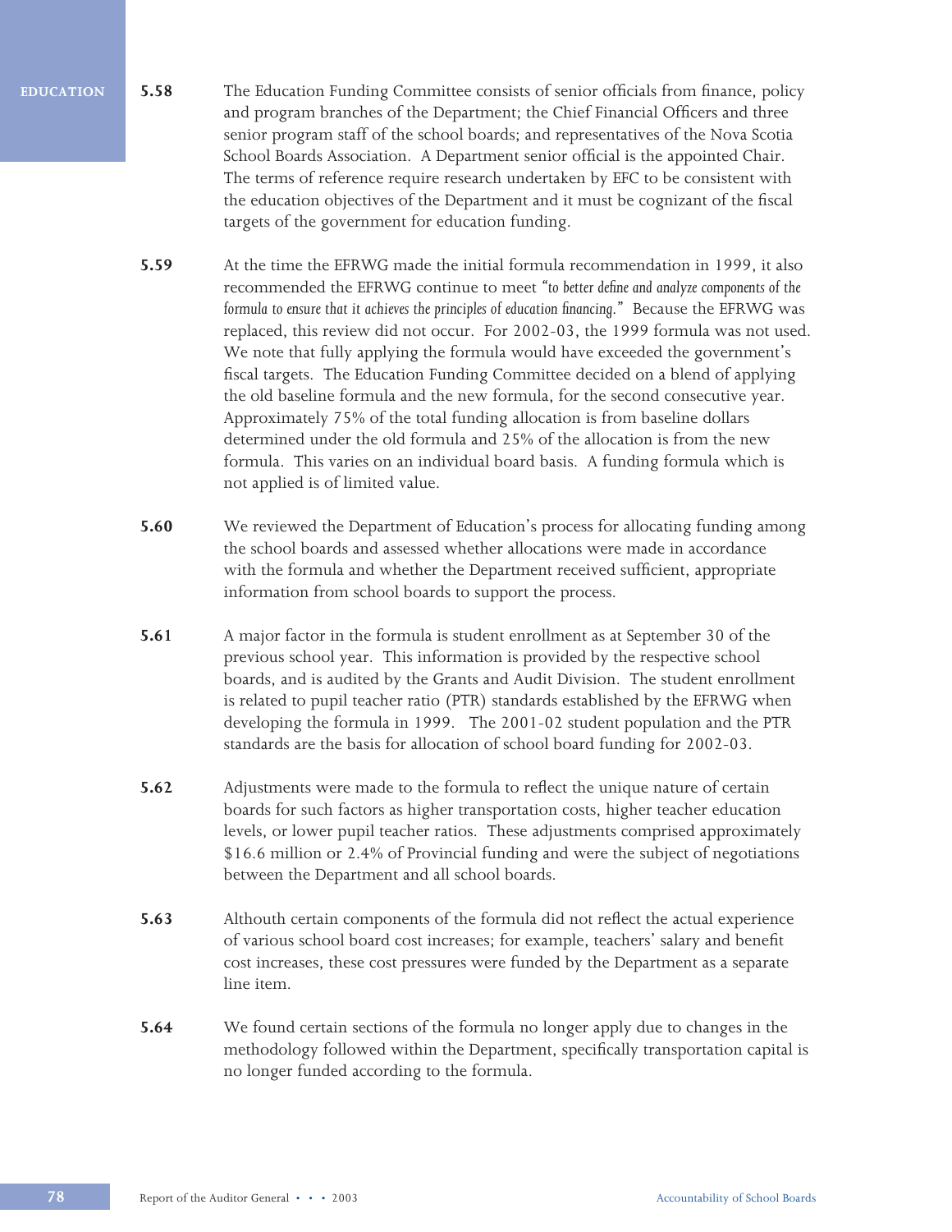**5.58** The Education Funding Committee consists of senior officials from finance, policy and program branches of the Department; the Chief Financial Officers and three senior program staff of the school boards; and representatives of the Nova Scotia School Boards Association. A Department senior official is the appointed Chair. The terms of reference require research undertaken by EFC to be consistent with the education objectives of the Department and it must be cognizant of the fiscal targets of the government for education funding.

**5.59** At the time the EFRWG made the initial formula recommendation in 1999, it also recommended the EFRWG continue to meet *"to better define and analyze components of the formula to ensure that it achieves the principles of education financing."* Because the EFRWG was replaced, this review did not occur. For 2002-03, the 1999 formula was not used. We note that fully applying the formula would have exceeded the government's fiscal targets. The Education Funding Committee decided on a blend of applying the old baseline formula and the new formula, for the second consecutive year. Approximately 75% of the total funding allocation is from baseline dollars determined under the old formula and 25% of the allocation is from the new formula. This varies on an individual board basis. A funding formula which is not applied is of limited value.

**5.60** We reviewed the Department of Education's process for allocating funding among the school boards and assessed whether allocations were made in accordance with the formula and whether the Department received sufficient, appropriate information from school boards to support the process.

**5.61** A major factor in the formula is student enrollment as at September 30 of the previous school year. This information is provided by the respective school boards, and is audited by the Grants and Audit Division. The student enrollment is related to pupil teacher ratio (PTR) standards established by the EFRWG when developing the formula in 1999. The 2001-02 student population and the PTR standards are the basis for allocation of school board funding for 2002-03.

**5.62** Adjustments were made to the formula to reflect the unique nature of certain boards for such factors as higher transportation costs, higher teacher education levels, or lower pupil teacher ratios. These adjustments comprised approximately $16.6 million or 2.4% of Provincial funding and were the subject of negotiations between the Department and all school boards.

**5.63** Althouth certain components of the formula did not reflect the actual experience of various school board cost increases; for example, teachers' salary and benefit cost increases, these cost pressures were funded by the Department as a separate line item.

**5.64** We found certain sections of the formula no longer apply due to changes in the methodology followed within the Department, specifically transportation capital is no longer funded according to the formula.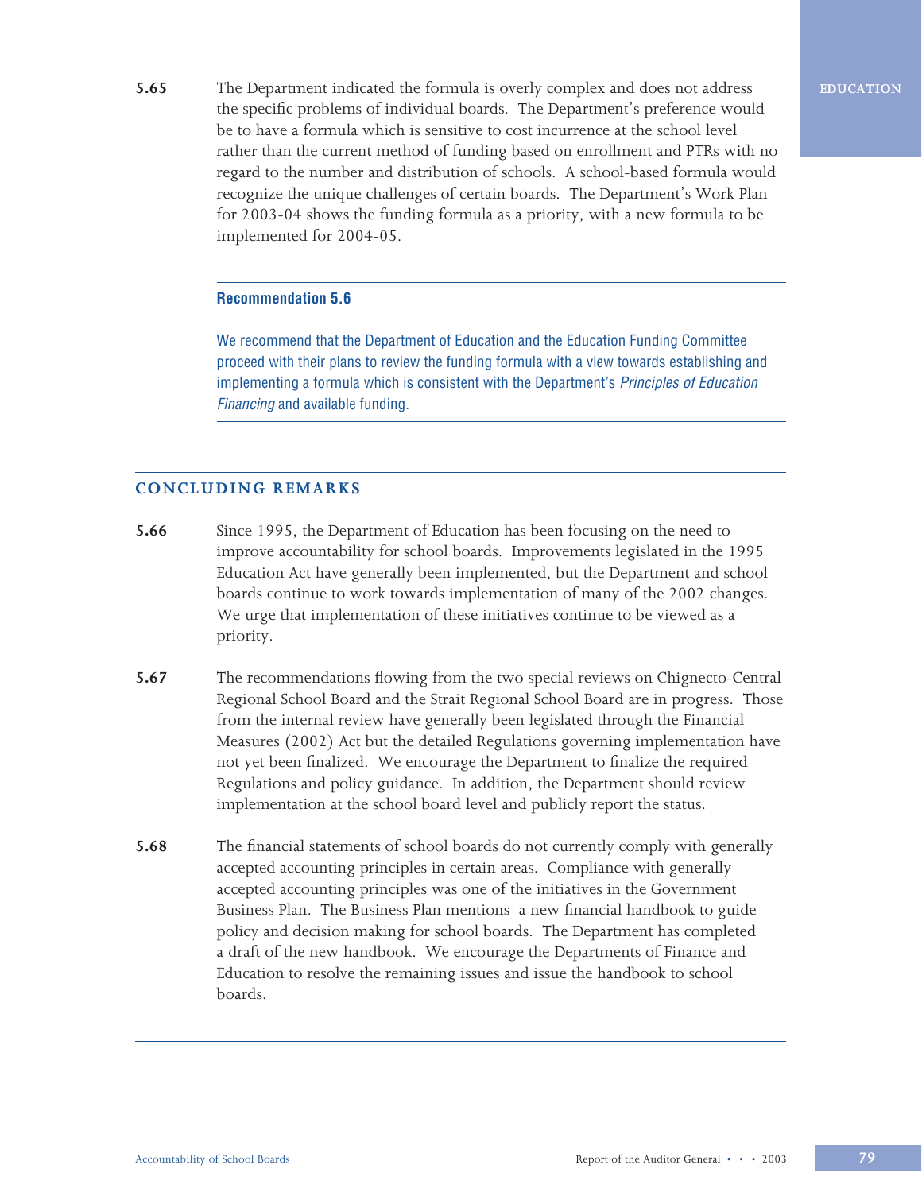**5.65** The Department indicated the formula is overly complex and does not address the specific problems of individual boards. The Department's preference would be to have a formula which is sensitive to cost incurrence at the school level rather than the current method of funding based on enrollment and PTRs with no regard to the number and distribution of schools. A school-based formula would recognize the unique challenges of certain boards. The Department's Work Plan for 2003-04 shows the funding formula as a priority, with a new formula to be implemented for 2004-05.

---

**Recommendation 5.6**

We recommend that the Department of Education and the Education Funding Committee proceed with their plans to review the funding formula with a view towards establishing and implementing a formula which is consistent with the Department's *Principles of Education Financing* and available funding.

---

## CONCLUDING REMARKS

**5.66** Since 1995, the Department of Education has been focusing on the need to improve accountability for school boards. Improvements legislated in the 1995 Education Act have generally been implemented, but the Department and school boards continue to work towards implementation of many of the 2002 changes. We urge that implementation of these initiatives continue to be viewed as a priority.

**5.67** The recommendations flowing from the two special reviews on Chignecto-Central Regional School Board and the Strait Regional School Board are in progress. Those from the internal review have generally been legislated through the Financial Measures (2002) Act but the detailed Regulations governing implementation have not yet been finalized. We encourage the Department to finalize the required Regulations and policy guidance. In addition, the Department should review implementation at the school board level and publicly report the status.

**5.68** The financial statements of school boards do not currently comply with generally accepted accounting principles in certain areas. Compliance with generally accepted accounting principles was one of the initiatives in the Government Business Plan. The Business Plan mentions a new financial handbook to guide policy and decision making for school boards. The Department has completed a draft of the new handbook. We encourage the Departments of Finance and Education to resolve the remaining issues and issue the handbook to school boards.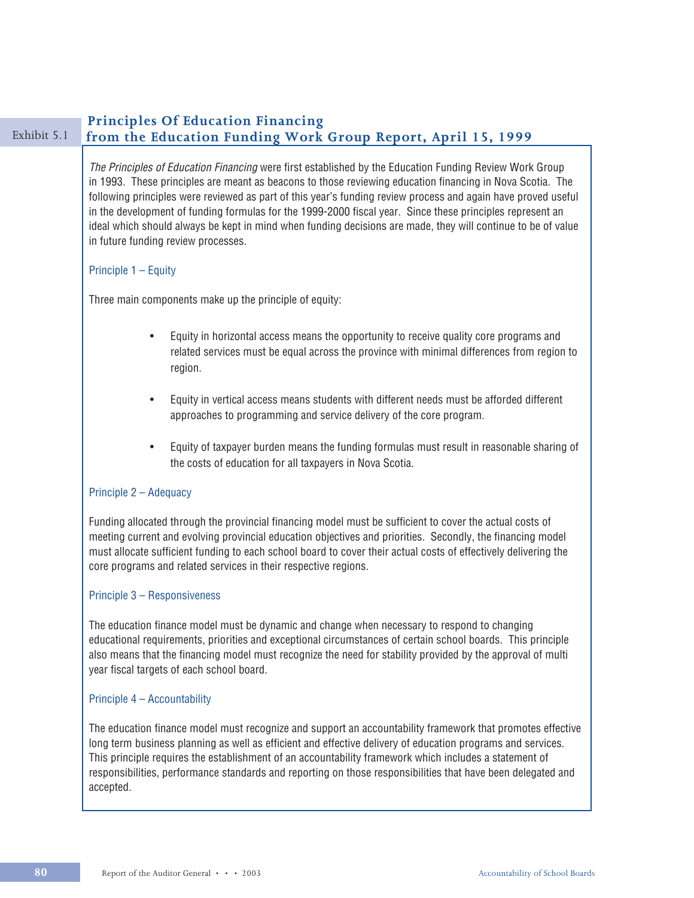Exhibit 5.1

## Principles Of Education Financing from the Education Funding Work Group Report, April 15, 1999

*The Principles of Education Financing* were first established by the Education Funding Review Work Group in 1993. These principles are meant as beacons to those reviewing education financing in Nova Scotia. The following principles were reviewed as part of this year's funding review process and again have proved useful in the development of funding formulas for the 1999-2000 fiscal year. Since these principles represent an ideal which should always be kept in mind when funding decisions are made, they will continue to be of value in future funding review processes.

### Principle 1 – Equity

Three main components make up the principle of equity:

- Equity in horizontal access means the opportunity to receive quality core programs and related services must be equal across the province with minimal differences from region to region.
- Equity in vertical access means students with different needs must be afforded different approaches to programming and service delivery of the core program.
- Equity of taxpayer burden means the funding formulas must result in reasonable sharing of the costs of education for all taxpayers in Nova Scotia.

### Principle 2 – Adequacy

Funding allocated through the provincial financing model must be sufficient to cover the actual costs of meeting current and evolving provincial education objectives and priorities. Secondly, the financing model must allocate sufficient funding to each school board to cover their actual costs of effectively delivering the core programs and related services in their respective regions.

### Principle 3 – Responsiveness

The education finance model must be dynamic and change when necessary to respond to changing educational requirements, priorities and exceptional circumstances of certain school boards. This principle also means that the financing model must recognize the need for stability provided by the approval of multi year fiscal targets of each school board.

### Principle 4 – Accountability

The education finance model must recognize and support an accountability framework that promotes effective long term business planning as well as efficient and effective delivery of education programs and services. This principle requires the establishment of an accountability framework which includes a statement of responsibilities, performance standards and reporting on those responsibilities that have been delegated and accepted.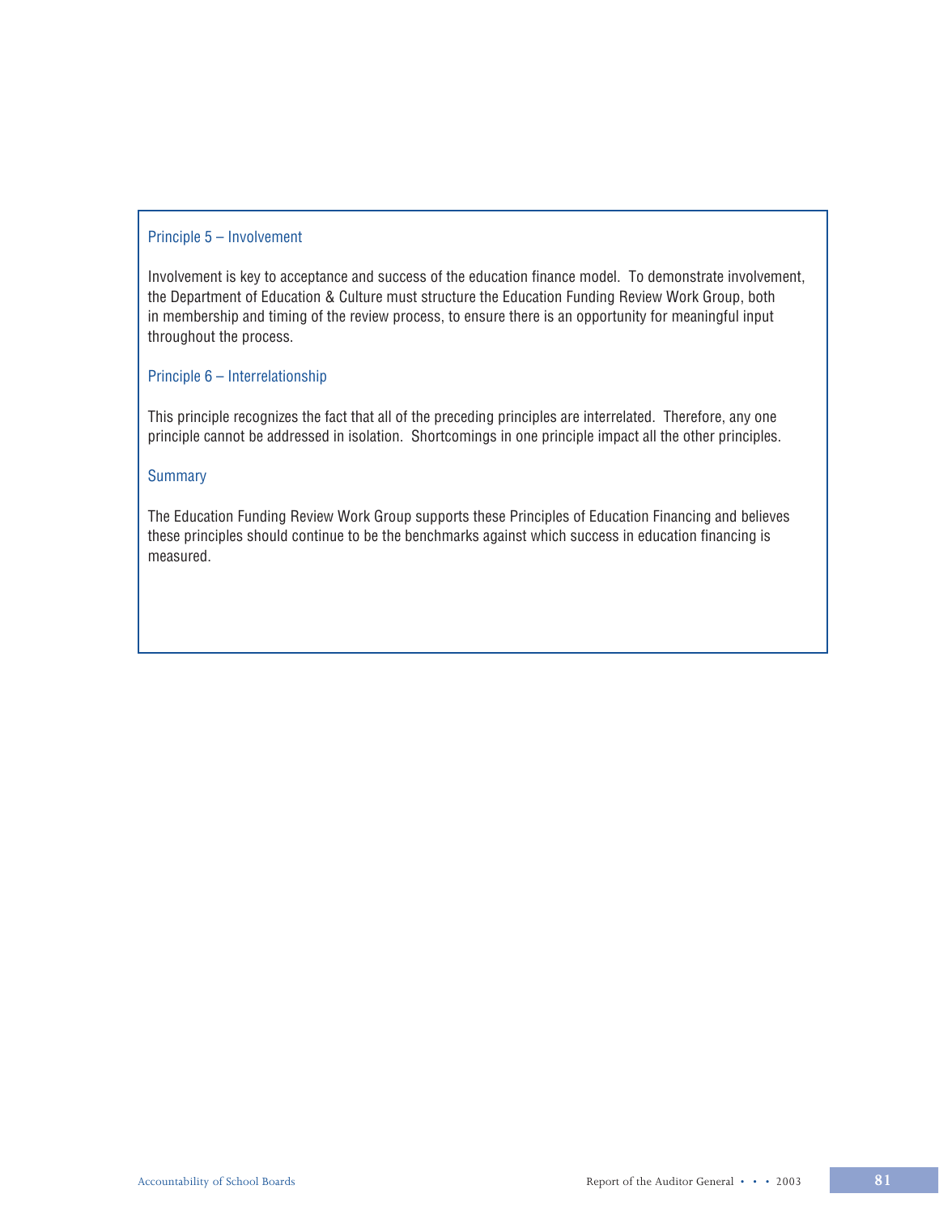### Principle 5 – Involvement

Involvement is key to acceptance and success of the education finance model. To demonstrate involvement, the Department of Education & Culture must structure the Education Funding Review Work Group, both in membership and timing of the review process, to ensure there is an opportunity for meaningful input throughout the process.

### Principle 6 – Interrelationship

This principle recognizes the fact that all of the preceding principles are interrelated. Therefore, any one principle cannot be addressed in isolation. Shortcomings in one principle impact all the other principles.

### Summary

The Education Funding Review Work Group supports these Principles of Education Financing and believes these principles should continue to be the benchmarks against which success in education financing is measured.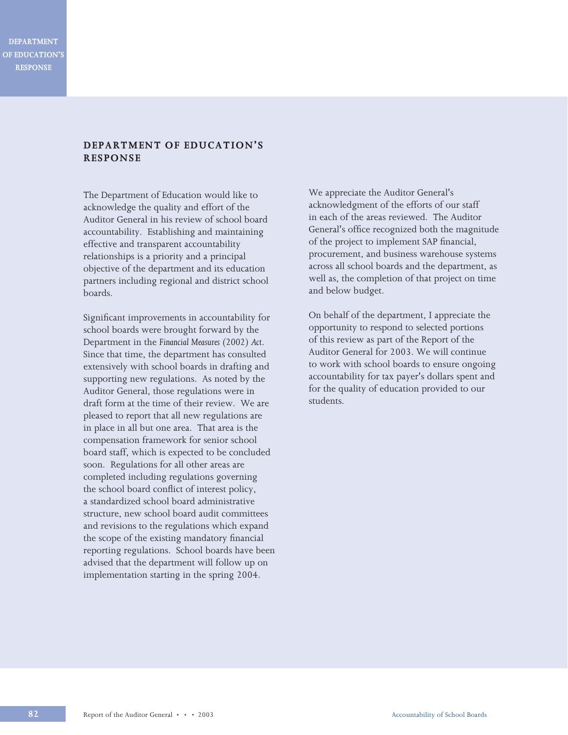## DEPARTMENT OF EDUCATION'S RESPONSE

The Department of Education would like to acknowledge the quality and effort of the Auditor General in his review of school board accountability. Establishing and maintaining effective and transparent accountability relationships is a priority and a principal objective of the department and its education partners including regional and district school boards.

Significant improvements in accountability for school boards were brought forward by the Department in the *Financial Measures* (2002) *Act*. Since that time, the department has consulted extensively with school boards in drafting and supporting new regulations. As noted by the Auditor General, those regulations were in draft form at the time of their review. We are pleased to report that all new regulations are in place in all but one area. That area is the compensation framework for senior school board staff, which is expected to be concluded soon. Regulations for all other areas are completed including regulations governing the school board conflict of interest policy, a standardized school board administrative structure, new school board audit committees and revisions to the regulations which expand the scope of the existing mandatory financial reporting regulations. School boards have been advised that the department will follow up on implementation starting in the spring 2004.

We appreciate the Auditor General's acknowledgment of the efforts of our staff in each of the areas reviewed. The Auditor General's office recognized both the magnitude of the project to implement SAP financial, procurement, and business warehouse systems across all school boards and the department, as well as, the completion of that project on time and below budget.

On behalf of the department, I appreciate the opportunity to respond to selected portions of this review as part of the Report of the Auditor General for 2003. We will continue to work with school boards to ensure ongoing accountability for tax payer's dollars spent and for the quality of education provided to our students.